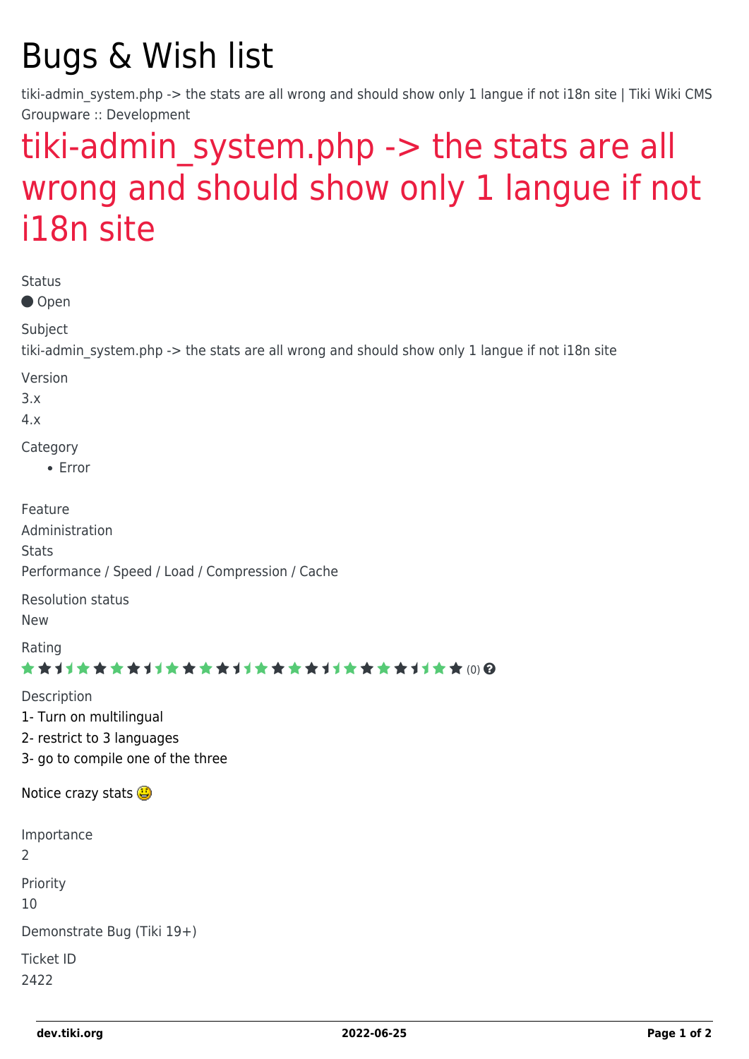# Bugs & Wish list

tiki-admin_system.php -> the stats are all wrong and should show only 1 langue if not i18n site | Tiki Wiki CMS Groupware :: Development

## tiki-admin_system.php -> the stats are all wrong and should show only 1 langue if not i18n site

Status

● Open

Subject

tiki-admin_system.php -> the stats are all wrong and should show only 1 langue if not i18n site

Version

3.x

4.x

Category

- Error

Feature

Administration

Stats

Performance / Speed / Load / Compression / Cache

Resolution status

New

Rating

(0)

Description

1- Turn on multilingual

2- restrict to 3 languages

3- go to compile one of the three

Notice crazy stats

Importance

2

Priority

10

Demonstrate Bug (Tiki 19+)

Ticket ID

2422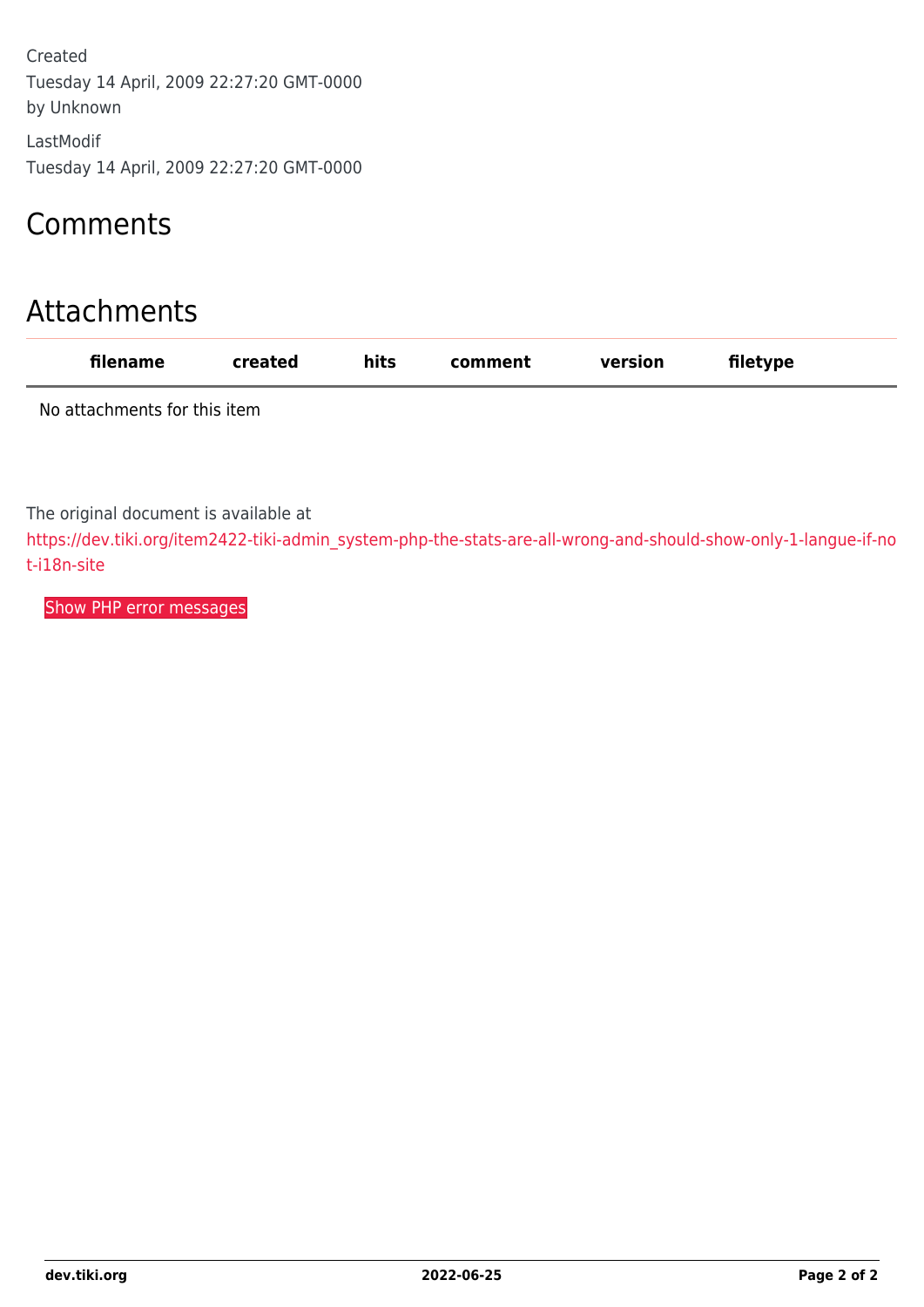Created
Tuesday 14 April, 2009 22:27:20 GMT-0000
by Unknown

LastModif
Tuesday 14 April, 2009 22:27:20 GMT-0000

## Comments

## Attachments

| filename | created | hits | comment | version | filetype |
|---|---|---|---|---|---|

No attachments for this item

The original document is available at
https://dev.tiki.org/item2422-tiki-admin_system-php-the-stats-are-all-wrong-and-should-show-only-1-langue-if-not-i18n-site

Show PHP error messages